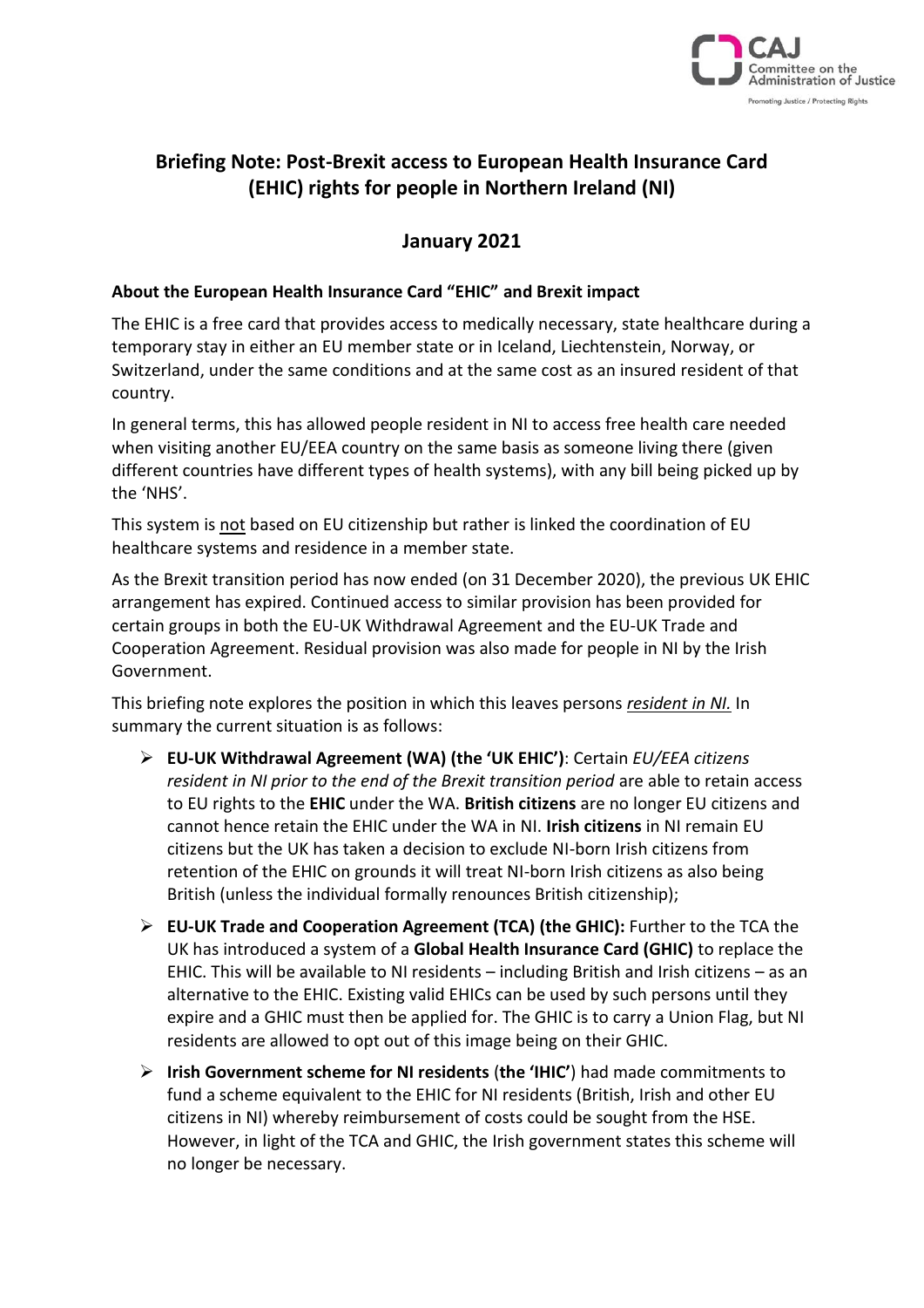# Briefing Note: Post-Brexit access to European Health Insurance Card (EHIC) rights for people in Northern Ireland (NI)

## January 2021

### About the European Health Insurance Card "EHIC" and Brexit impact

The EHIC is a free card that provides access to medically necessary, state healthcare during a temporary stay in either an EU member state or in Iceland, Liechtenstein, Norway, or Switzerland, under the same conditions and at the same cost as an insured resident of that country.

In general terms, this has allowed people resident in NI to access free health care needed when visiting another EU/EEA country on the same basis as someone living there (given different countries have different types of health systems), with any bill being picked up by the 'NHS'.

This system is not based on EU citizenship but rather is linked the coordination of EU healthcare systems and residence in a member state.

As the Brexit transition period has now ended (on 31 December 2020), the previous UK EHIC arrangement has expired. Continued access to similar provision has been provided for certain groups in both the EU-UK Withdrawal Agreement and the EU-UK Trade and Cooperation Agreement. Residual provision was also made for people in NI by the Irish Government.

This briefing note explores the position in which this leaves persons ***resident in NI.*** In summary the current situation is as follows:

- **EU-UK Withdrawal Agreement (WA) (the 'UK EHIC')**: Certain *EU/EEA citizens resident in NI prior to the end of the Brexit transition period* are able to retain access to EU rights to the **EHIC** under the WA. **British citizens** are no longer EU citizens and cannot hence retain the EHIC under the WA in NI. **Irish citizens** in NI remain EU citizens but the UK has taken a decision to exclude NI-born Irish citizens from retention of the EHIC on grounds it will treat NI-born Irish citizens as also being British (unless the individual formally renounces British citizenship);
- **EU-UK Trade and Cooperation Agreement (TCA) (the GHIC):** Further to the TCA the UK has introduced a system of a **Global Health Insurance Card (GHIC)** to replace the EHIC. This will be available to NI residents – including British and Irish citizens – as an alternative to the EHIC. Existing valid EHICs can be used by such persons until they expire and a GHIC must then be applied for. The GHIC is to carry a Union Flag, but NI residents are allowed to opt out of this image being on their GHIC.
- **Irish Government scheme for NI residents** (**the 'IHIC'**) had made commitments to fund a scheme equivalent to the EHIC for NI residents (British, Irish and other EU citizens in NI) whereby reimbursement of costs could be sought from the HSE. However, in light of the TCA and GHIC, the Irish government states this scheme will no longer be necessary.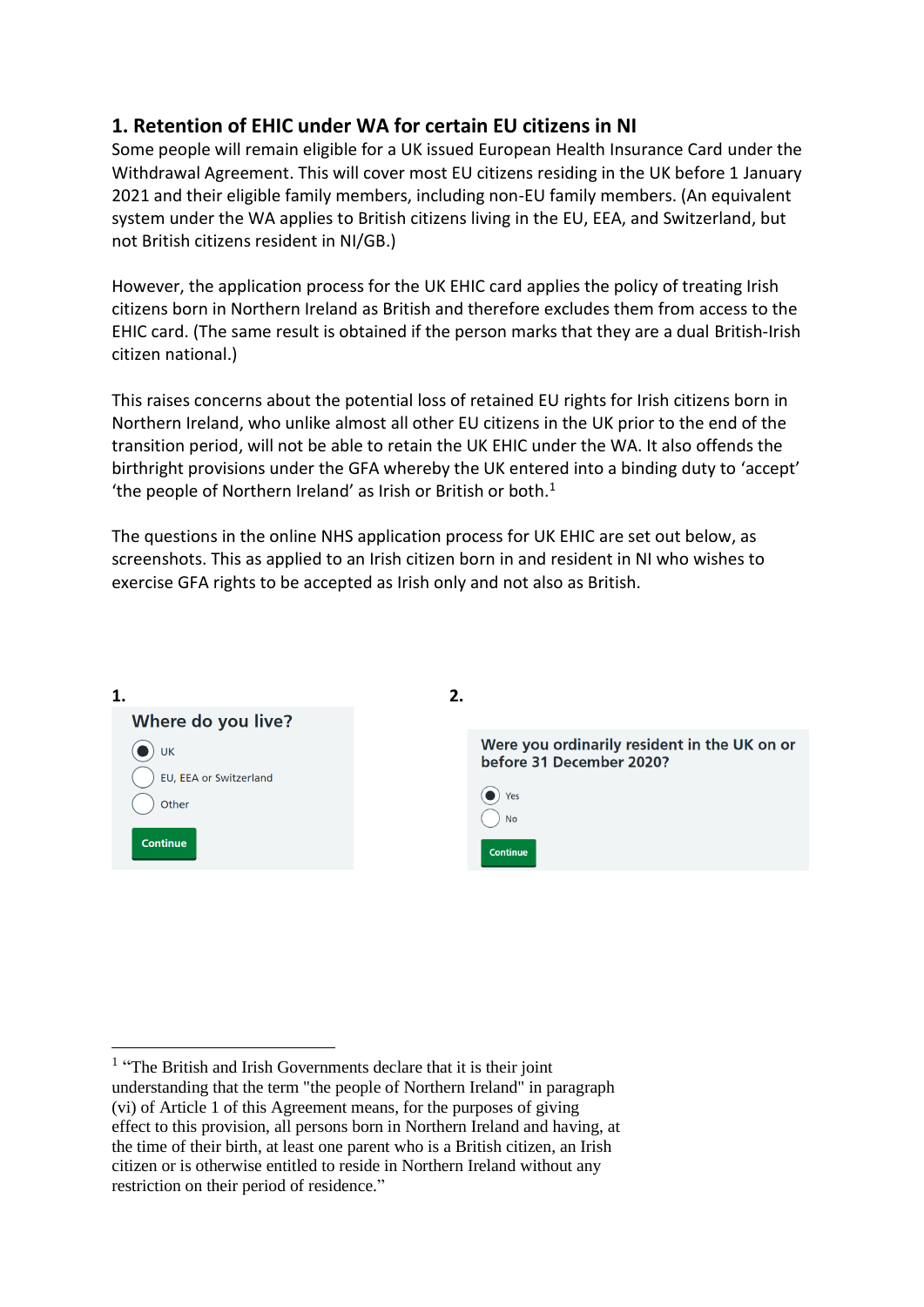## 1. Retention of EHIC under WA for certain EU citizens in NI

Some people will remain eligible for a UK issued European Health Insurance Card under the Withdrawal Agreement. This will cover most EU citizens residing in the UK before 1 January 2021 and their eligible family members, including non-EU family members. (An equivalent system under the WA applies to British citizens living in the EU, EEA, and Switzerland, but not British citizens resident in NI/GB.)

However, the application process for the UK EHIC card applies the policy of treating Irish citizens born in Northern Ireland as British and therefore excludes them from access to the EHIC card. (The same result is obtained if the person marks that they are a dual British-Irish citizen national.)

This raises concerns about the potential loss of retained EU rights for Irish citizens born in Northern Ireland, who unlike almost all other EU citizens in the UK prior to the end of the transition period, will not be able to retain the UK EHIC under the WA. It also offends the birthright provisions under the GFA whereby the UK entered into a binding duty to 'accept' 'the people of Northern Ireland' as Irish or British or both.[1]

The questions in the online NHS application process for UK EHIC are set out below, as screenshots. This as applied to an Irish citizen born in and resident in NI who wishes to exercise GFA rights to be accepted as Irish only and not also as British.

**1.**

**Where do you live?**

- (●) UK
- ( ) EU, EEA or Switzerland
- ( ) Other

Continue

**2.**

**Were you ordinarily resident in the UK on or before 31 December 2020?**

- (●) Yes
- ( ) No

Continue

---

[1] "The British and Irish Governments declare that it is their joint understanding that the term "the people of Northern Ireland" in paragraph (vi) of Article 1 of this Agreement means, for the purposes of giving effect to this provision, all persons born in Northern Ireland and having, at the time of their birth, at least one parent who is a British citizen, an Irish citizen or is otherwise entitled to reside in Northern Ireland without any restriction on their period of residence."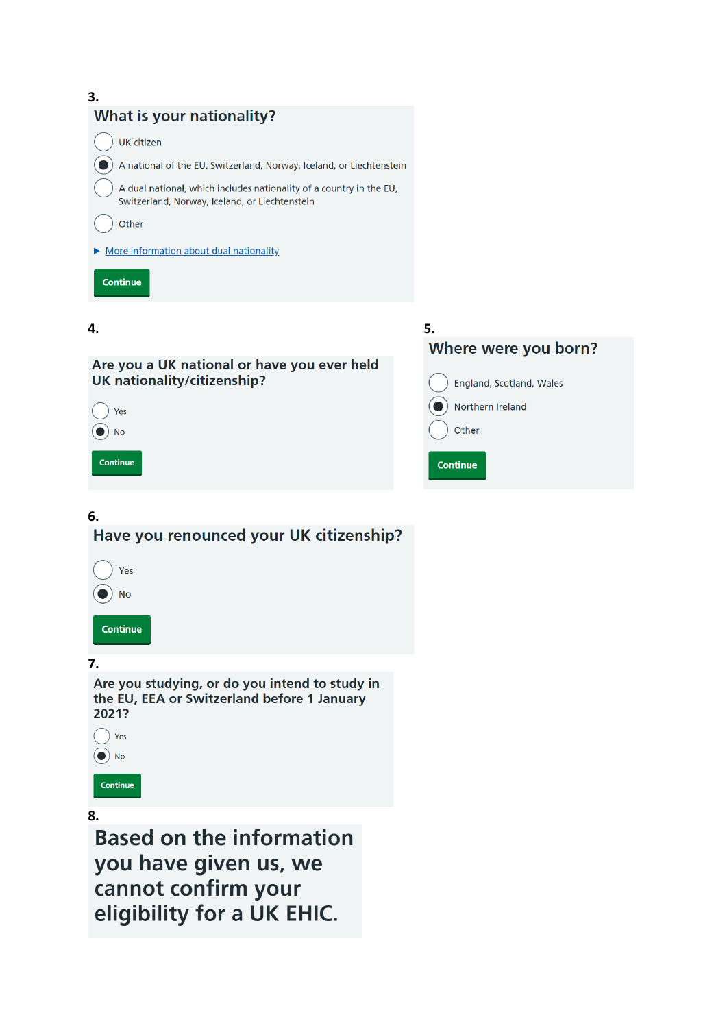**3.**

## What is your nationality?

- ◯ UK citizen
- ◉ A national of the EU, Switzerland, Norway, Iceland, or Liechtenstein
- ◯ A dual national, which includes nationality of a country in the EU, Switzerland, Norway, Iceland, or Liechtenstein
- ◯ Other

▶ More information about dual nationality

Continue

**4.**

## Are you a UK national or have you ever held UK nationality/citizenship?

- ◯ Yes
- ◉ No

Continue

**5.**

## Where were you born?

- ◯ England, Scotland, Wales
- ◉ Northern Ireland
- ◯ Other

Continue

**6.**

## Have you renounced your UK citizenship?

- ◯ Yes
- ◉ No

Continue

**7.**

## Are you studying, or do you intend to study in the EU, EEA or Switzerland before 1 January 2021?

- ◯ Yes
- ◉ No

Continue

**8.**

# Based on the information you have given us, we cannot confirm your eligibility for a UK EHIC.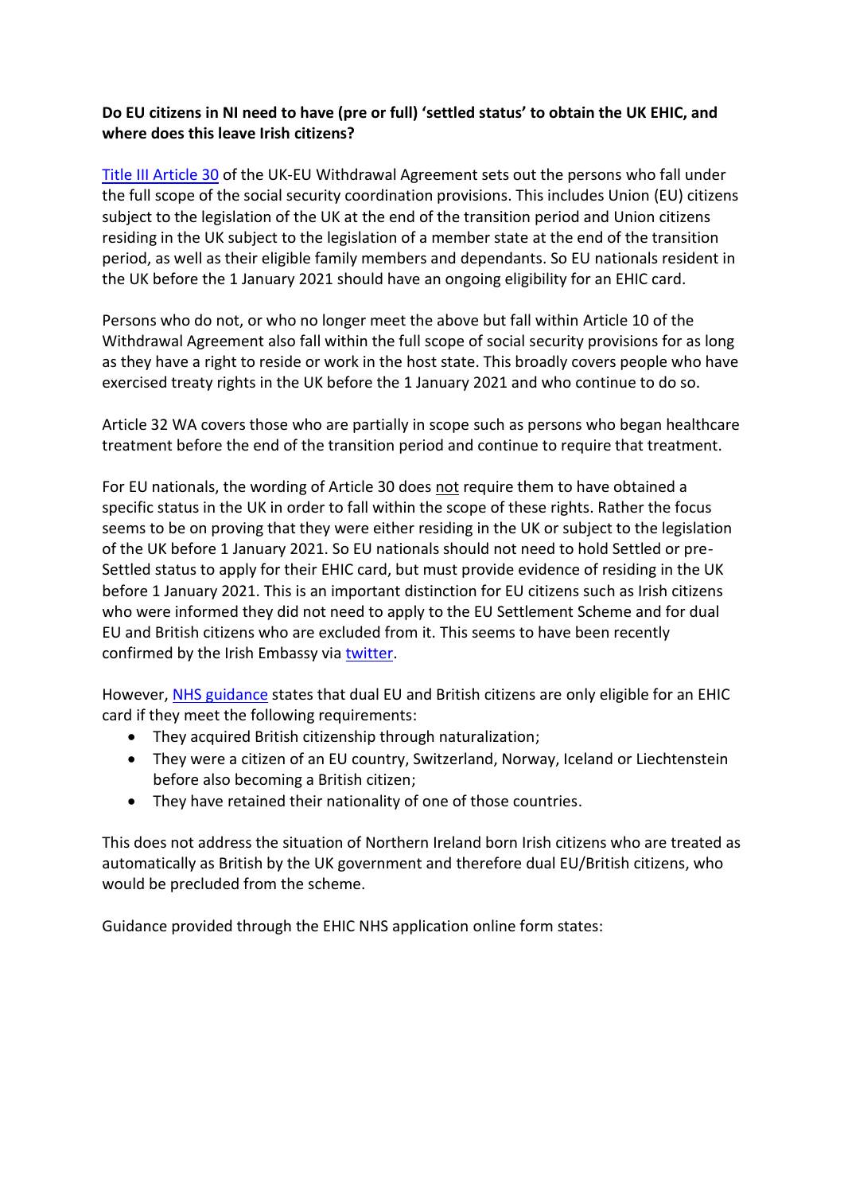**Do EU citizens in NI need to have (pre or full) 'settled status' to obtain the UK EHIC, and where does this leave Irish citizens?**

Title III Article 30 of the UK-EU Withdrawal Agreement sets out the persons who fall under the full scope of the social security coordination provisions. This includes Union (EU) citizens subject to the legislation of the UK at the end of the transition period and Union citizens residing in the UK subject to the legislation of a member state at the end of the transition period, as well as their eligible family members and dependants. So EU nationals resident in the UK before the 1 January 2021 should have an ongoing eligibility for an EHIC card.

Persons who do not, or who no longer meet the above but fall within Article 10 of the Withdrawal Agreement also fall within the full scope of social security provisions for as long as they have a right to reside or work in the host state. This broadly covers people who have exercised treaty rights in the UK before the 1 January 2021 and who continue to do so.

Article 32 WA covers those who are partially in scope such as persons who began healthcare treatment before the end of the transition period and continue to require that treatment.

For EU nationals, the wording of Article 30 does not require them to have obtained a specific status in the UK in order to fall within the scope of these rights. Rather the focus seems to be on proving that they were either residing in the UK or subject to the legislation of the UK before 1 January 2021. So EU nationals should not need to hold Settled or pre-Settled status to apply for their EHIC card, but must provide evidence of residing in the UK before 1 January 2021. This is an important distinction for EU citizens such as Irish citizens who were informed they did not need to apply to the EU Settlement Scheme and for dual EU and British citizens who are excluded from it. This seems to have been recently confirmed by the Irish Embassy via twitter.

However, NHS guidance states that dual EU and British citizens are only eligible for an EHIC card if they meet the following requirements:

- They acquired British citizenship through naturalization;
- They were a citizen of an EU country, Switzerland, Norway, Iceland or Liechtenstein before also becoming a British citizen;
- They have retained their nationality of one of those countries.

This does not address the situation of Northern Ireland born Irish citizens who are treated as automatically as British by the UK government and therefore dual EU/British citizens, who would be precluded from the scheme.

Guidance provided through the EHIC NHS application online form states: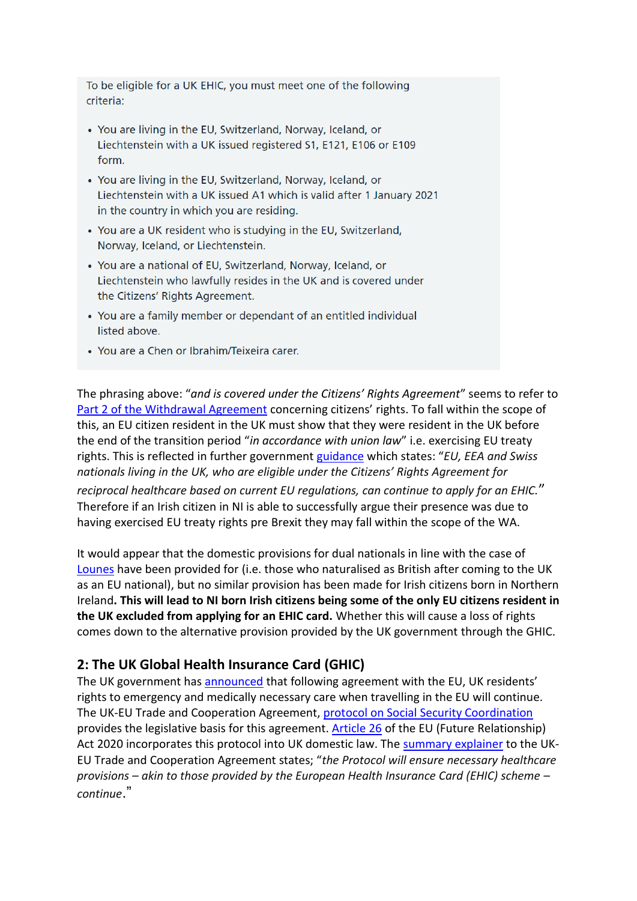> To be eligible for a UK EHIC, you must meet one of the following criteria:
>
> - You are living in the EU, Switzerland, Norway, Iceland, or Liechtenstein with a UK issued registered S1, E121, E106 or E109 form.
> - You are living in the EU, Switzerland, Norway, Iceland, or Liechtenstein with a UK issued A1 which is valid after 1 January 2021 in the country in which you are residing.
> - You are a UK resident who is studying in the EU, Switzerland, Norway, Iceland, or Liechtenstein.
> - You are a national of EU, Switzerland, Norway, Iceland, or Liechtenstein who lawfully resides in the UK and is covered under the Citizens' Rights Agreement.
> - You are a family member or dependant of an entitled individual listed above.
> - You are a Chen or Ibrahim/Teixeira carer.

The phrasing above: "*and is covered under the Citizens' Rights Agreement*" seems to refer to Part 2 of the Withdrawal Agreement concerning citizens' rights. To fall within the scope of this, an EU citizen resident in the UK must show that they were resident in the UK before the end of the transition period "*in accordance with union law*" i.e. exercising EU treaty rights. This is reflected in further government guidance which states: "*EU, EEA and Swiss nationals living in the UK, who are eligible under the Citizens' Rights Agreement for reciprocal healthcare based on current EU regulations, can continue to apply for an EHIC.*" Therefore if an Irish citizen in NI is able to successfully argue their presence was due to having exercised EU treaty rights pre Brexit they may fall within the scope of the WA.

It would appear that the domestic provisions for dual nationals in line with the case of Lounes have been provided for (i.e. those who naturalised as British after coming to the UK as an EU national), but no similar provision has been made for Irish citizens born in Northern Ireland. **This will lead to NI born Irish citizens being some of the only EU citizens resident in the UK excluded from applying for an EHIC card.** Whether this will cause a loss of rights comes down to the alternative provision provided by the UK government through the GHIC.

## 2: The UK Global Health Insurance Card (GHIC)

The UK government has announced that following agreement with the EU, UK residents' rights to emergency and medically necessary care when travelling in the EU will continue. The UK-EU Trade and Cooperation Agreement, protocol on Social Security Coordination provides the legislative basis for this agreement. Article 26 of the EU (Future Relationship) Act 2020 incorporates this protocol into UK domestic law. The summary explainer to the UK-EU Trade and Cooperation Agreement states; "*the Protocol will ensure necessary healthcare provisions – akin to those provided by the European Health Insurance Card (EHIC) scheme – continue*."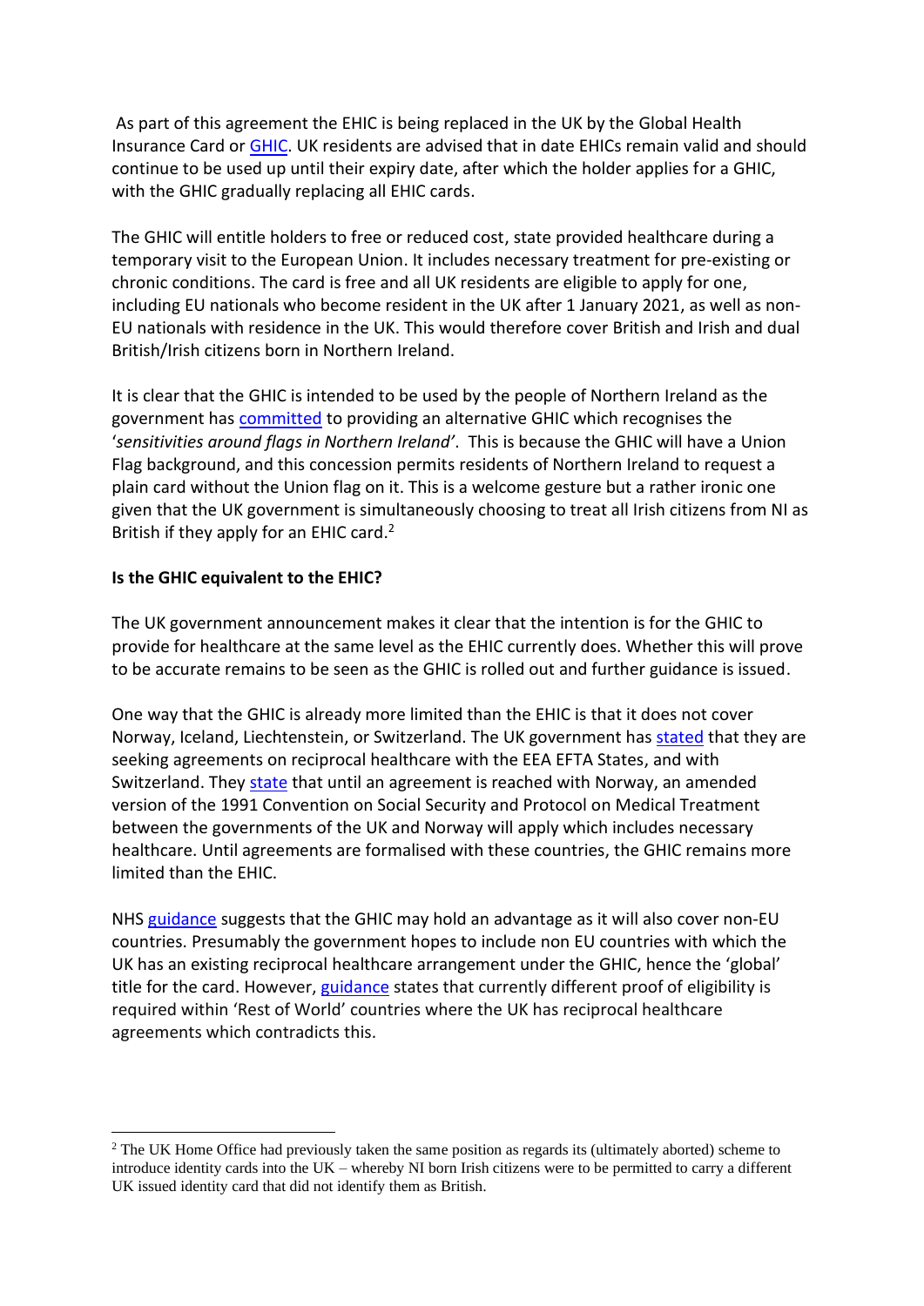As part of this agreement the EHIC is being replaced in the UK by the Global Health Insurance Card or GHIC. UK residents are advised that in date EHICs remain valid and should continue to be used up until their expiry date, after which the holder applies for a GHIC, with the GHIC gradually replacing all EHIC cards.

The GHIC will entitle holders to free or reduced cost, state provided healthcare during a temporary visit to the European Union. It includes necessary treatment for pre-existing or chronic conditions. The card is free and all UK residents are eligible to apply for one, including EU nationals who become resident in the UK after 1 January 2021, as well as non-EU nationals with residence in the UK. This would therefore cover British and Irish and dual British/Irish citizens born in Northern Ireland.

It is clear that the GHIC is intended to be used by the people of Northern Ireland as the government has committed to providing an alternative GHIC which recognises the '*sensitivities around flags in Northern Ireland*'. This is because the GHIC will have a Union Flag background, and this concession permits residents of Northern Ireland to request a plain card without the Union flag on it. This is a welcome gesture but a rather ironic one given that the UK government is simultaneously choosing to treat all Irish citizens from NI as British if they apply for an EHIC card.[2]

**Is the GHIC equivalent to the EHIC?**

The UK government announcement makes it clear that the intention is for the GHIC to provide for healthcare at the same level as the EHIC currently does. Whether this will prove to be accurate remains to be seen as the GHIC is rolled out and further guidance is issued.

One way that the GHIC is already more limited than the EHIC is that it does not cover Norway, Iceland, Liechtenstein, or Switzerland. The UK government has stated that they are seeking agreements on reciprocal healthcare with the EEA EFTA States, and with Switzerland. They state that until an agreement is reached with Norway, an amended version of the 1991 Convention on Social Security and Protocol on Medical Treatment between the governments of the UK and Norway will apply which includes necessary healthcare. Until agreements are formalised with these countries, the GHIC remains more limited than the EHIC.

NHS guidance suggests that the GHIC may hold an advantage as it will also cover non-EU countries. Presumably the government hopes to include non EU countries with which the UK has an existing reciprocal healthcare arrangement under the GHIC, hence the 'global' title for the card. However, guidance states that currently different proof of eligibility is required within 'Rest of World' countries where the UK has reciprocal healthcare agreements which contradicts this.

[2] The UK Home Office had previously taken the same position as regards its (ultimately aborted) scheme to introduce identity cards into the UK – whereby NI born Irish citizens were to be permitted to carry a different UK issued identity card that did not identify them as British.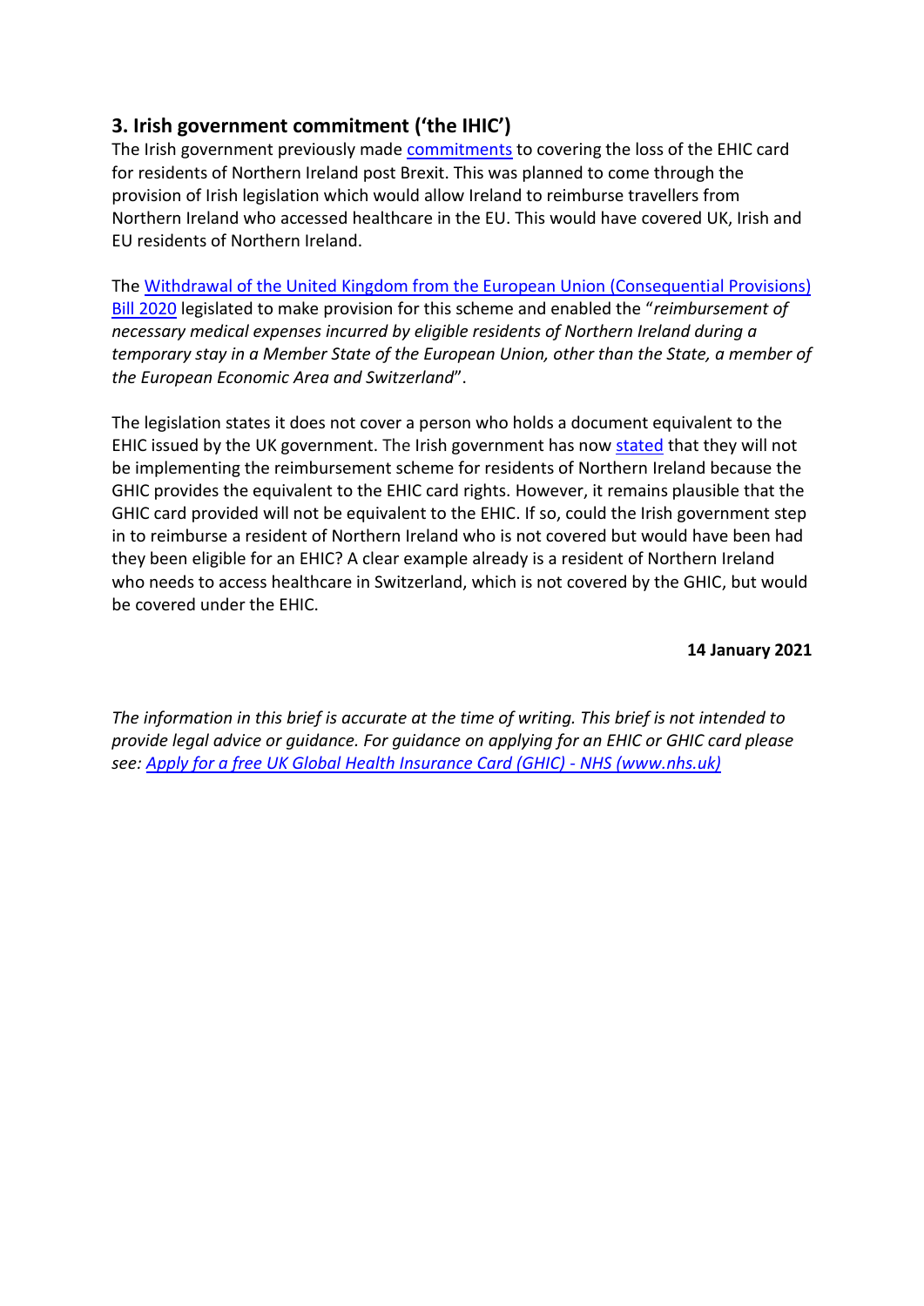## 3. Irish government commitment ('the IHIC')

The Irish government previously made commitments to covering the loss of the EHIC card for residents of Northern Ireland post Brexit. This was planned to come through the provision of Irish legislation which would allow Ireland to reimburse travellers from Northern Ireland who accessed healthcare in the EU. This would have covered UK, Irish and EU residents of Northern Ireland.

The Withdrawal of the United Kingdom from the European Union (Consequential Provisions) Bill 2020 legislated to make provision for this scheme and enabled the "*reimbursement of necessary medical expenses incurred by eligible residents of Northern Ireland during a temporary stay in a Member State of the European Union, other than the State, a member of the European Economic Area and Switzerland*".

The legislation states it does not cover a person who holds a document equivalent to the EHIC issued by the UK government. The Irish government has now stated that they will not be implementing the reimbursement scheme for residents of Northern Ireland because the GHIC provides the equivalent to the EHIC card rights. However, it remains plausible that the GHIC card provided will not be equivalent to the EHIC. If so, could the Irish government step in to reimburse a resident of Northern Ireland who is not covered but would have been had they been eligible for an EHIC? A clear example already is a resident of Northern Ireland who needs to access healthcare in Switzerland, which is not covered by the GHIC, but would be covered under the EHIC.

**14 January 2021**

*The information in this brief is accurate at the time of writing. This brief is not intended to provide legal advice or guidance. For guidance on applying for an EHIC or GHIC card please see: Apply for a free UK Global Health Insurance Card (GHIC) - NHS (www.nhs.uk)*